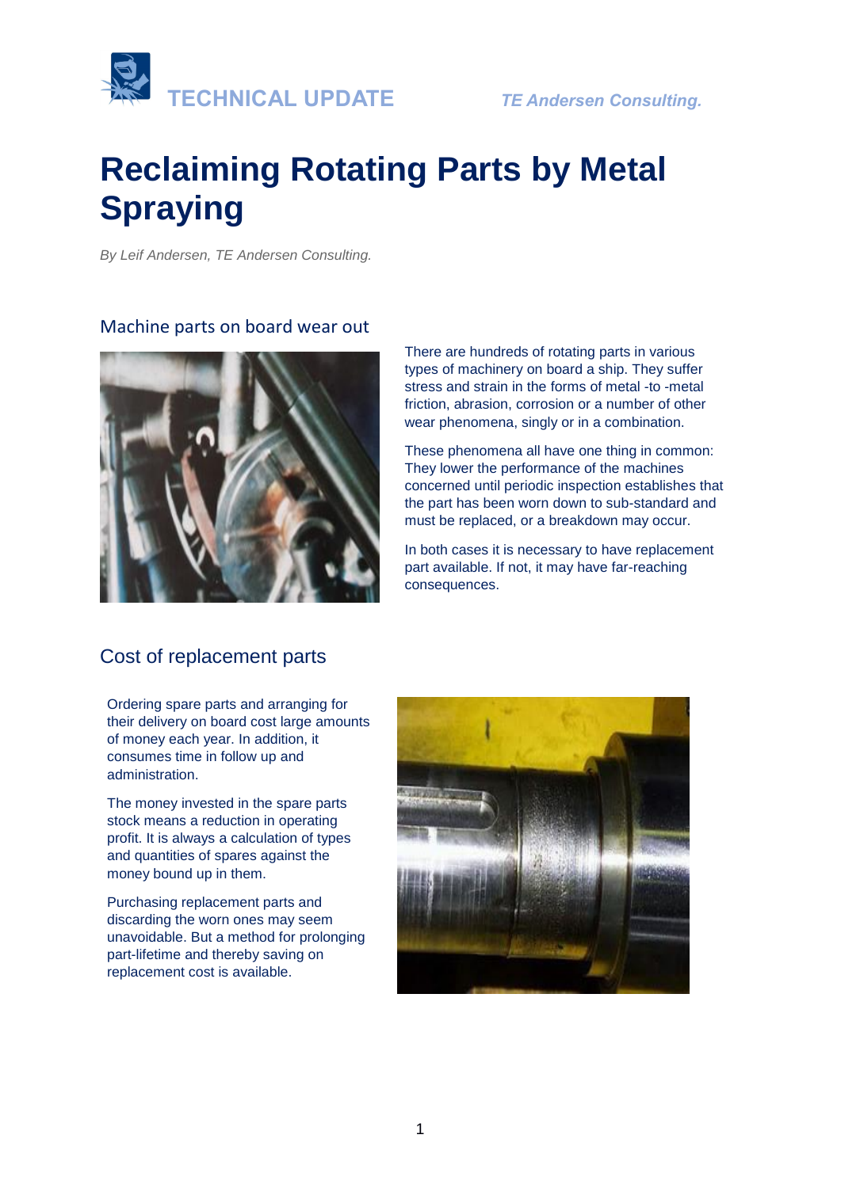TECHNICAL UPDATE

*TE Andersen Consulting.*

# Reclaiming Rotating Parts by Metal Spraying

*By Leif Andersen, TE Andersen Consulting.*

## Machine parts on board wear out

There are hundreds of rotating parts in various types of machinery on board a ship. They suffer stress and strain in the forms of metal -to -metal friction, abrasion, corrosion or a number of other wear phenomena, singly or in a combination.

These phenomena all have one thing in common: They lower the performance of the machines concerned until periodic inspection establishes that the part has been worn down to sub-standard and must be replaced, or a breakdown may occur.

In both cases it is necessary to have replacement part available. If not, it may have far-reaching consequences.

## Cost of replacement parts

Ordering spare parts and arranging for their delivery on board cost large amounts of money each year. In addition, it consumes time in follow up and administration.

The money invested in the spare parts stock means a reduction in operating profit. It is always a calculation of types and quantities of spares against the money bound up in them.

Purchasing replacement parts and discarding the worn ones may seem unavoidable. But a method for prolonging part-lifetime and thereby saving on replacement cost is available.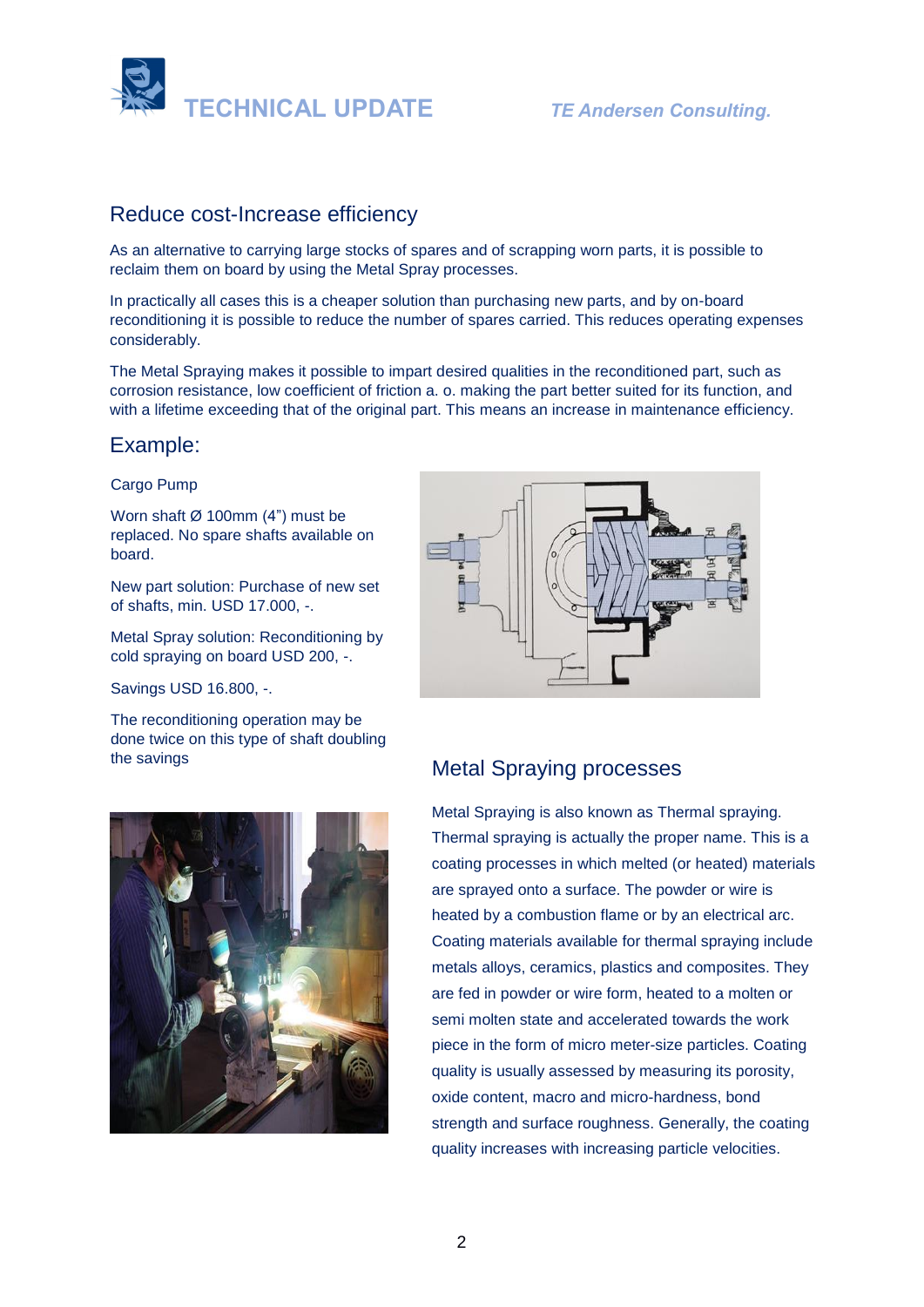## Reduce cost-Increase efficiency

As an alternative to carrying large stocks of spares and of scrapping worn parts, it is possible to reclaim them on board by using the Metal Spray processes.

In practically all cases this is a cheaper solution than purchasing new parts, and by on-board reconditioning it is possible to reduce the number of spares carried. This reduces operating expenses considerably.

The Metal Spraying makes it possible to impart desired qualities in the reconditioned part, such as corrosion resistance, low coefficient of friction a. o. making the part better suited for its function, and with a lifetime exceeding that of the original part. This means an increase in maintenance efficiency.

## Example:

Cargo Pump

Worn shaft Ø 100mm (4") must be replaced. No spare shafts available on board.

New part solution: Purchase of new set of shafts, min. USD 17.000, -.

Metal Spray solution: Reconditioning by cold spraying on board USD 200, -.

Savings USD 16.800, -.

The reconditioning operation may be done twice on this type of shaft doubling the savings

## Metal Spraying processes

Metal Spraying is also known as Thermal spraying. Thermal spraying is actually the proper name. This is a coating processes in which melted (or heated) materials are sprayed onto a surface. The powder or wire is heated by a combustion flame or by an electrical arc. Coating materials available for thermal spraying include metals alloys, ceramics, plastics and composites. They are fed in powder or wire form, heated to a molten or semi molten state and accelerated towards the work piece in the form of micro meter-size particles. Coating quality is usually assessed by measuring its porosity, oxide content, macro and micro-hardness, bond strength and surface roughness. Generally, the coating quality increases with increasing particle velocities.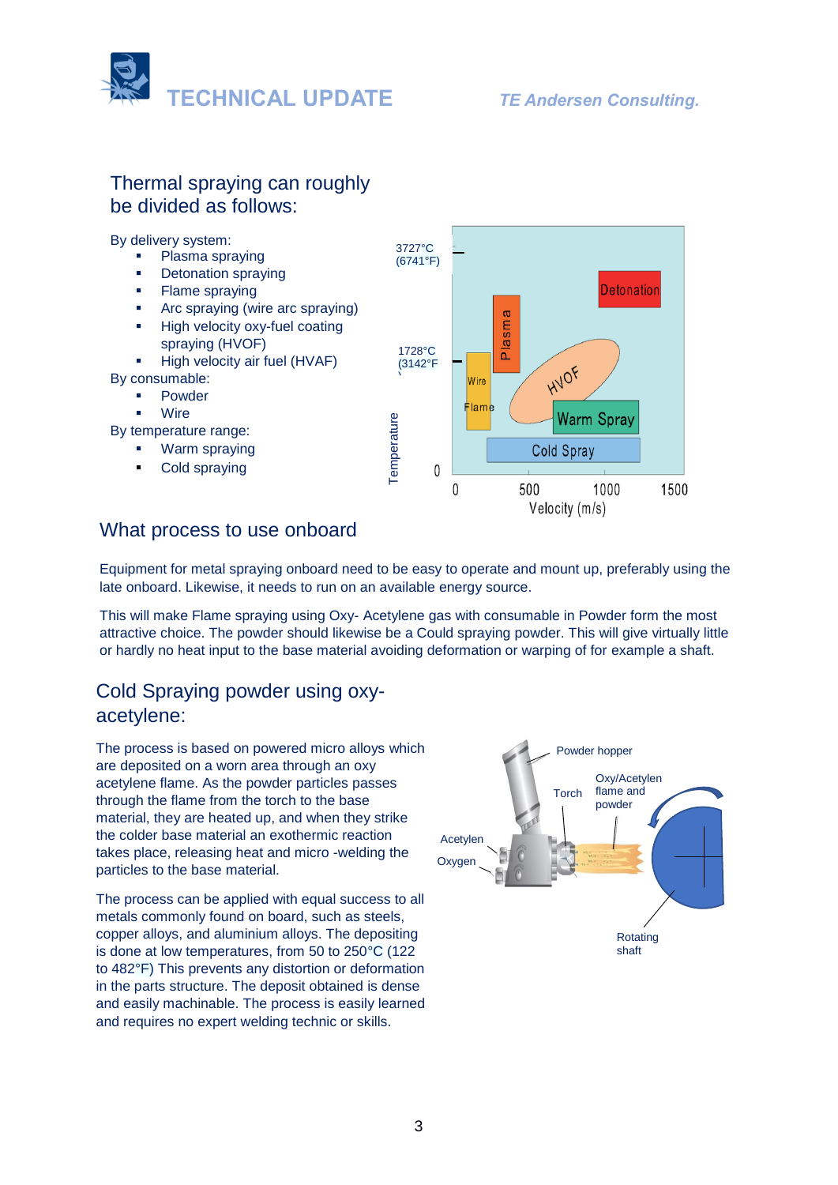## Thermal spraying can roughly be divided as follows:

By delivery system:

- Plasma spraying
- Detonation spraying
- Flame spraying
- Arc spraying (wire arc spraying)
- High velocity oxy-fuel coating spraying (HVOF)
- High velocity air fuel (HVAF)

By consumable:

- Powder
- Wire

By temperature range:

- Warm spraying
- Cold spraying

## What process to use onboard

Equipment for metal spraying onboard need to be easy to operate and mount up, preferably using the late onboard. Likewise, it needs to run on an available energy source.

This will make Flame spraying using Oxy- Acetylene gas with consumable in Powder form the most attractive choice. The powder should likewise be a Could spraying powder. This will give virtually little or hardly no heat input to the base material avoiding deformation or warping of for example a shaft.

## Cold Spraying powder using oxy-acetylene:

The process is based on powered micro alloys which are deposited on a worn area through an oxy acetylene flame. As the powder particles passes through the flame from the torch to the base material, they are heated up, and when they strike the colder base material an exothermic reaction takes place, releasing heat and micro -welding the particles to the base material.

The process can be applied with equal success to all metals commonly found on board, such as steels, copper alloys, and aluminium alloys. The depositing is done at low temperatures, from 50 to 250°C (122 to 482°F) This prevents any distortion or deformation in the parts structure. The deposit obtained is dense and easily machinable. The process is easily learned and requires no expert welding technic or skills.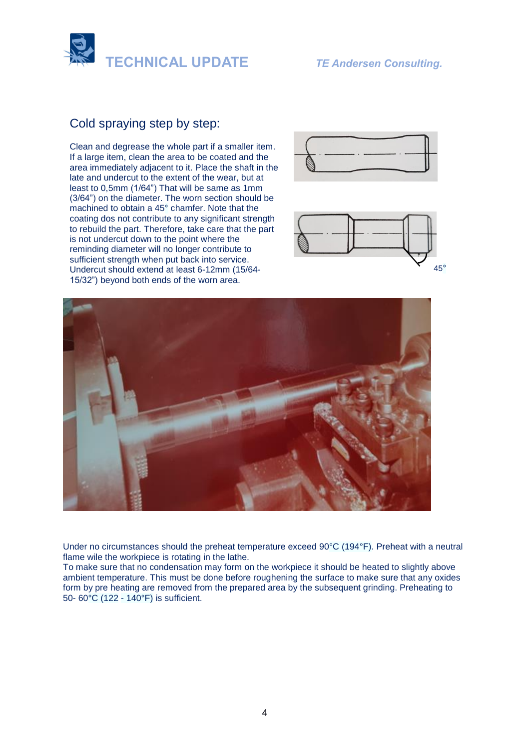## Cold spraying step by step:

Clean and degrease the whole part if a smaller item. If a large item, clean the area to be coated and the area immediately adjacent to it. Place the shaft in the late and undercut to the extent of the wear, but at least to 0,5mm (1/64") That will be same as 1mm (3/64") on the diameter. The worn section should be machined to obtain a 45° chamfer. Note that the coating dos not contribute to any significant strength to rebuild the part. Therefore, take care that the part is not undercut down to the point where the reminding diameter will no longer contribute to sufficient strength when put back into service. Undercut should extend at least 6-12mm (15/64-15/32") beyond both ends of the worn area.

45°

Under no circumstances should the preheat temperature exceed 90°C (194°F). Preheat with a neutral flame wile the workpiece is rotating in the lathe.
To make sure that no condensation may form on the workpiece it should be heated to slightly above ambient temperature. This must be done before roughening the surface to make sure that any oxides form by pre heating are removed from the prepared area by the subsequent grinding. Preheating to 50- 60°C (122 - 140°F) is sufficient.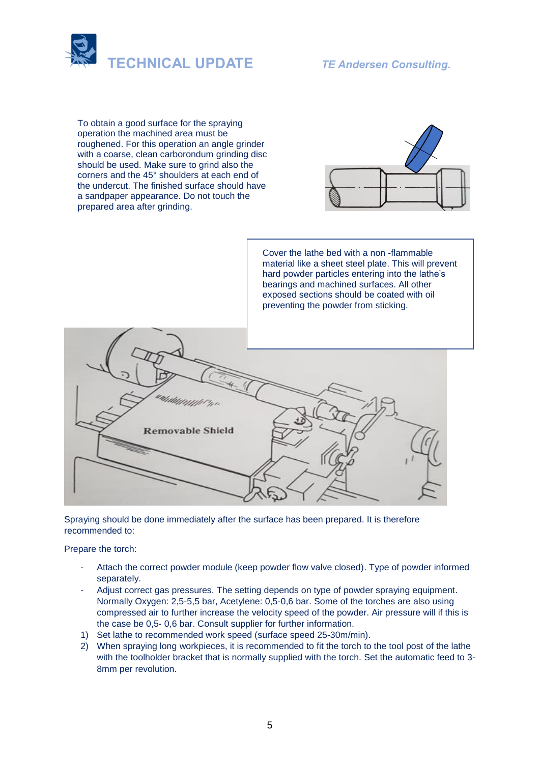To obtain a good surface for the spraying operation the machined area must be roughened. For this operation an angle grinder with a coarse, clean carborondum grinding disc should be used. Make sure to grind also the corners and the 45° shoulders at each end of the undercut. The finished surface should have a sandpaper appearance. Do not touch the prepared area after grinding.

Cover the lathe bed with a non -flammable material like a sheet steel plate. This will prevent hard powder particles entering into the lathe's bearings and machined surfaces. All other exposed sections should be coated with oil preventing the powder from sticking.

Spraying should be done immediately after the surface has been prepared. It is therefore recommended to:

Prepare the torch:

- Attach the correct powder module (keep powder flow valve closed). Type of powder informed separately.
- Adjust correct gas pressures. The setting depends on type of powder spraying equipment. Normally Oxygen: 2,5-5,5 bar, Acetylene: 0,5-0,6 bar. Some of the torches are also using compressed air to further increase the velocity speed of the powder. Air pressure will if this is the case be 0,5- 0,6 bar. Consult supplier for further information.

1) Set lathe to recommended work speed (surface speed 25-30m/min).
2) When spraying long workpieces, it is recommended to fit the torch to the tool post of the lathe with the toolholder bracket that is normally supplied with the torch. Set the automatic feed to 3-8mm per revolution.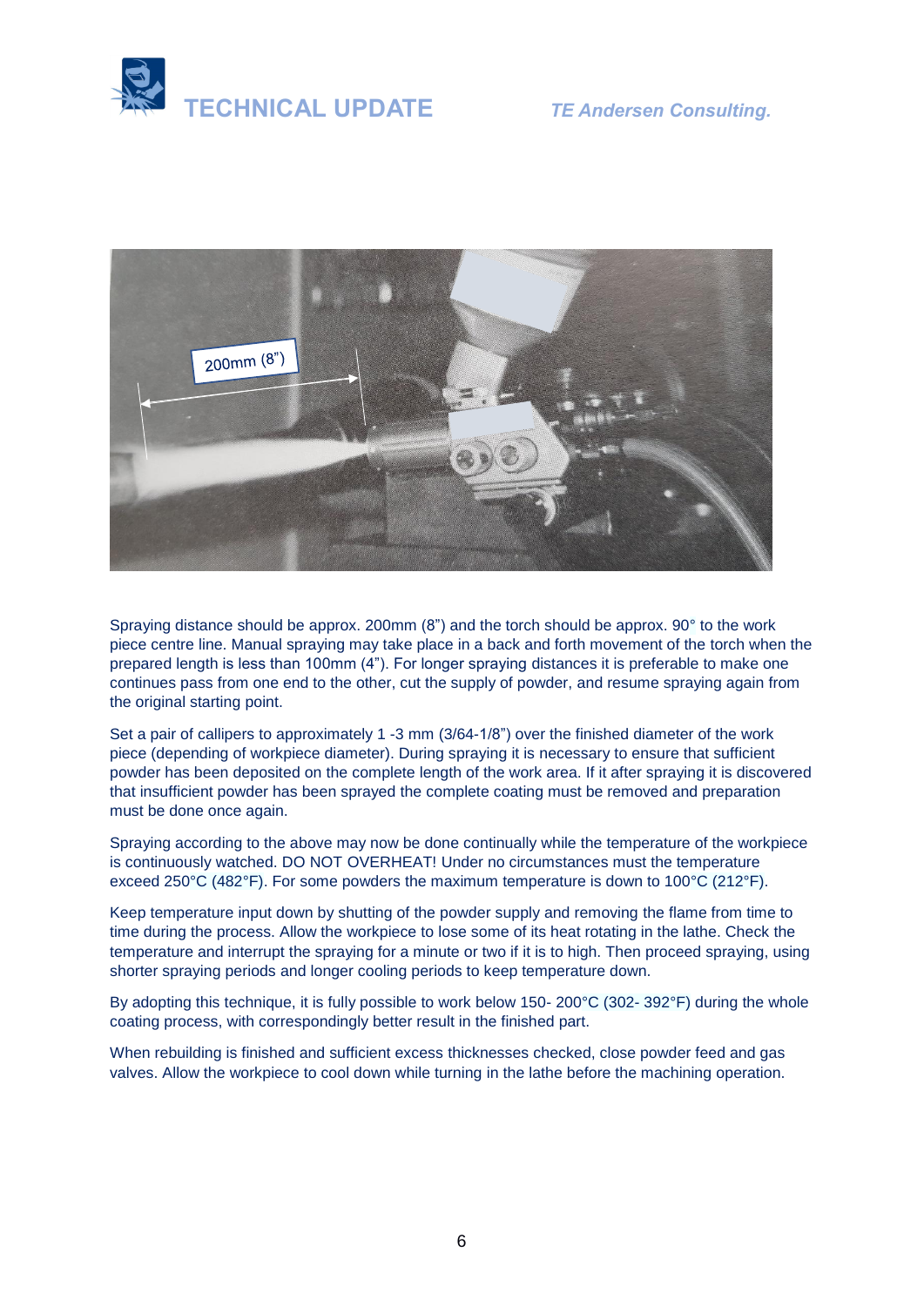Spraying distance should be approx. 200mm (8") and the torch should be approx. 90° to the work piece centre line. Manual spraying may take place in a back and forth movement of the torch when the prepared length is less than 100mm (4"). For longer spraying distances it is preferable to make one continues pass from one end to the other, cut the supply of powder, and resume spraying again from the original starting point.

Set a pair of callipers to approximately 1 -3 mm (3/64-1/8") over the finished diameter of the work piece (depending of workpiece diameter). During spraying it is necessary to ensure that sufficient powder has been deposited on the complete length of the work area. If it after spraying it is discovered that insufficient powder has been sprayed the complete coating must be removed and preparation must be done once again.

Spraying according to the above may now be done continually while the temperature of the workpiece is continuously watched. DO NOT OVERHEAT! Under no circumstances must the temperature exceed 250°C (482°F). For some powders the maximum temperature is down to 100°C (212°F).

Keep temperature input down by shutting of the powder supply and removing the flame from time to time during the process. Allow the workpiece to lose some of its heat rotating in the lathe. Check the temperature and interrupt the spraying for a minute or two if it is to high. Then proceed spraying, using shorter spraying periods and longer cooling periods to keep temperature down.

By adopting this technique, it is fully possible to work below 150- 200°C (302- 392°F) during the whole coating process, with correspondingly better result in the finished part.

When rebuilding is finished and sufficient excess thicknesses checked, close powder feed and gas valves. Allow the workpiece to cool down while turning in the lathe before the machining operation.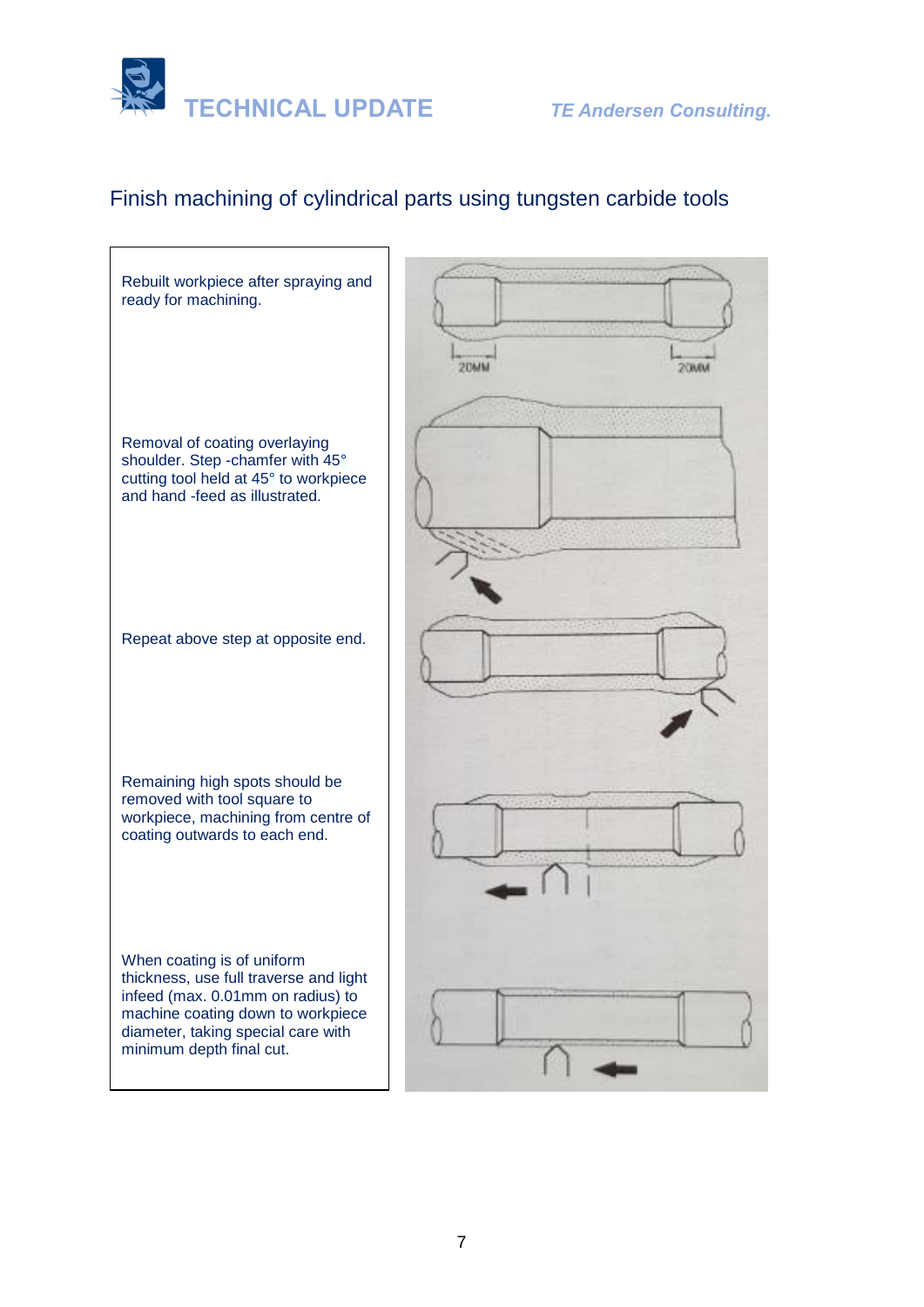## Finish machining of cylindrical parts using tungsten carbide tools

Rebuilt workpiece after spraying and ready for machining.

20MM 20MM

Removal of coating overlaying shoulder. Step -chamfer with 45° cutting tool held at 45° to workpiece and hand -feed as illustrated.

Repeat above step at opposite end.

Remaining high spots should be removed with tool square to workpiece, machining from centre of coating outwards to each end.

When coating is of uniform thickness, use full traverse and light infeed (max. 0.01mm on radius) to machine coating down to workpiece diameter, taking special care with minimum depth final cut.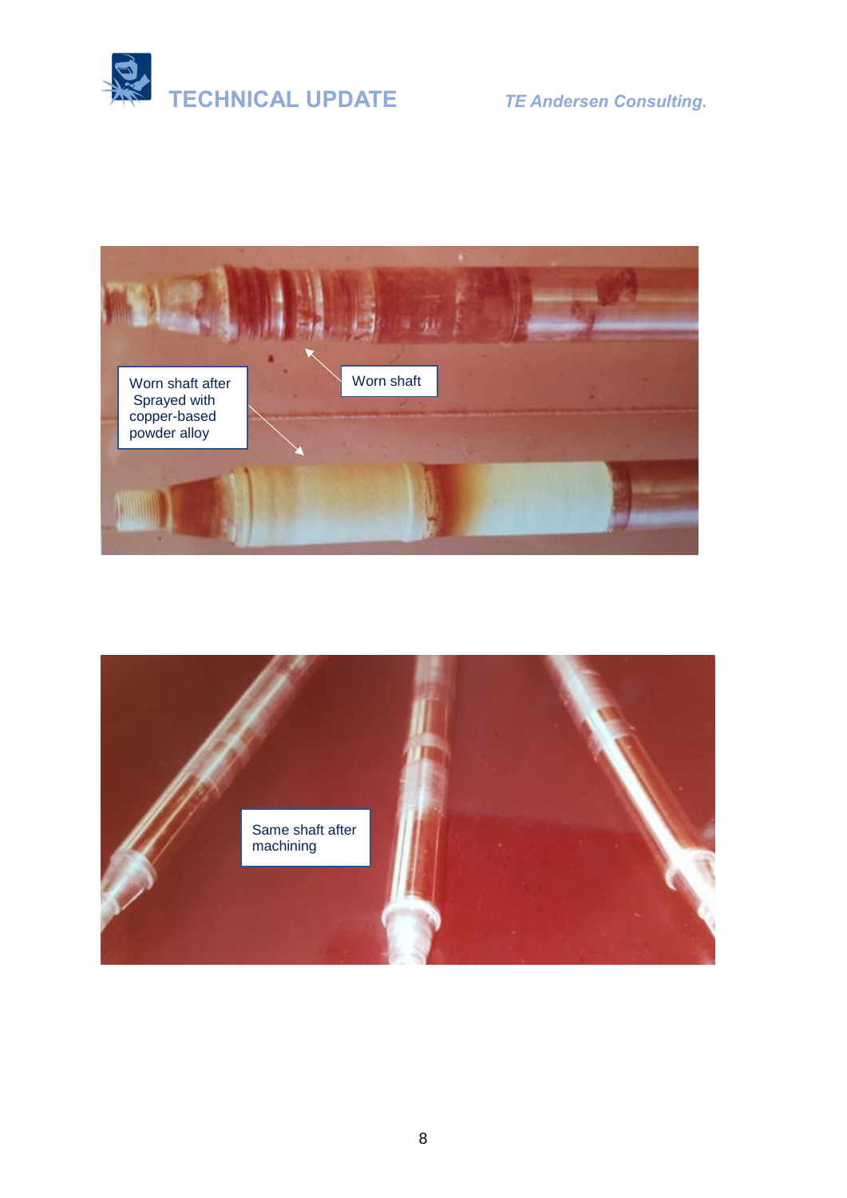Worn shaft after Sprayed with copper-based powder alloy

Worn shaft

Same shaft after machining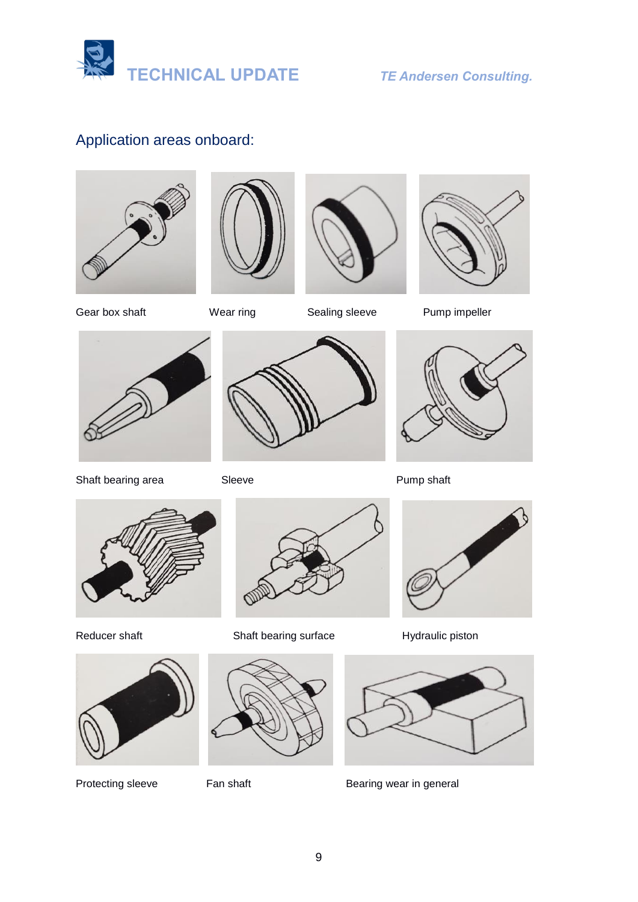## Application areas onboard:

Gear box shaft

Wear ring

Sealing sleeve

Pump impeller

Shaft bearing area

Sleeve

Pump shaft

Reducer shaft

Shaft bearing surface

Hydraulic piston

Protecting sleeve

Fan shaft

Bearing wear in general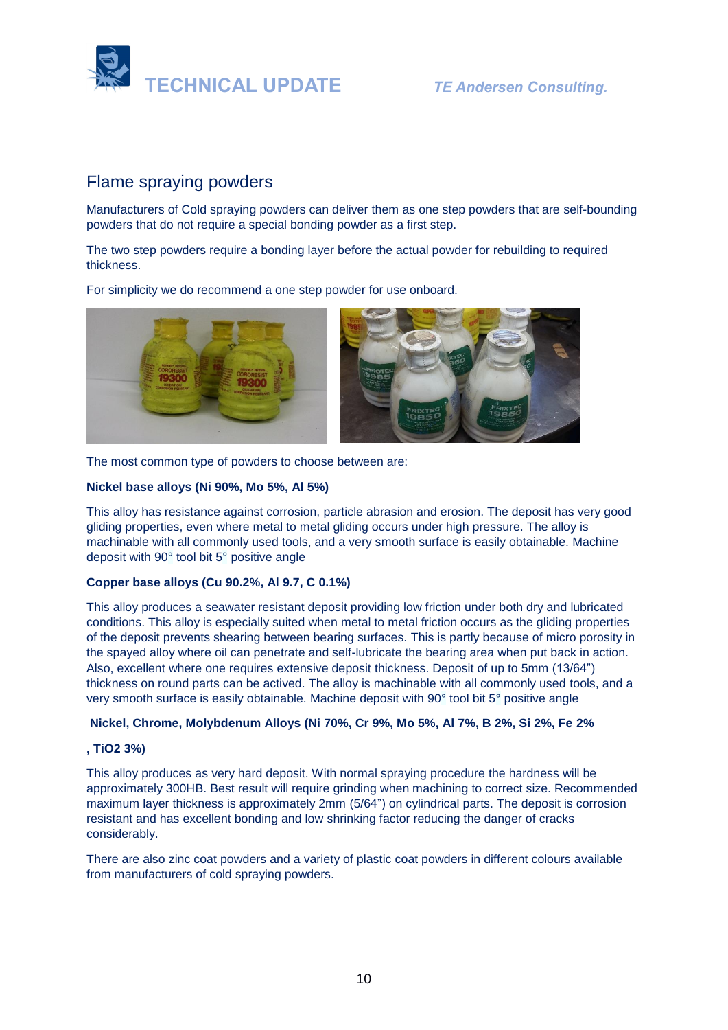## Flame spraying powders

Manufacturers of Cold spraying powders can deliver them as one step powders that are self-bounding powders that do not require a special bonding powder as a first step.

The two step powders require a bonding layer before the actual powder for rebuilding to required thickness.

For simplicity we do recommend a one step powder for use onboard.

The most common type of powders to choose between are:

**Nickel base alloys (Ni 90%, Mo 5%, Al 5%)**

This alloy has resistance against corrosion, particle abrasion and erosion. The deposit has very good gliding properties, even where metal to metal gliding occurs under high pressure. The alloy is machinable with all commonly used tools, and a very smooth surface is easily obtainable. Machine deposit with 90° tool bit 5° positive angle

**Copper base alloys (Cu 90.2%, Al 9.7, C 0.1%)**

This alloy produces a seawater resistant deposit providing low friction under both dry and lubricated conditions. This alloy is especially suited when metal to metal friction occurs as the gliding properties of the deposit prevents shearing between bearing surfaces. This is partly because of micro porosity in the spayed alloy where oil can penetrate and self-lubricate the bearing area when put back in action. Also, excellent where one requires extensive deposit thickness. Deposit of up to 5mm (13/64") thickness on round parts can be actived. The alloy is machinable with all commonly used tools, and a very smooth surface is easily obtainable. Machine deposit with 90° tool bit 5° positive angle

**Nickel, Chrome, Molybdenum Alloys (Ni 70%, Cr 9%, Mo 5%, Al 7%, B 2%, Si 2%, Fe 2%, $TiO_2$ 3%)**

This alloy produces as very hard deposit. With normal spraying procedure the hardness will be approximately 300HB. Best result will require grinding when machining to correct size. Recommended maximum layer thickness is approximately 2mm (5/64") on cylindrical parts. The deposit is corrosion resistant and has excellent bonding and low shrinking factor reducing the danger of cracks considerably.

There are also zinc coat powders and a variety of plastic coat powders in different colours available from manufacturers of cold spraying powders.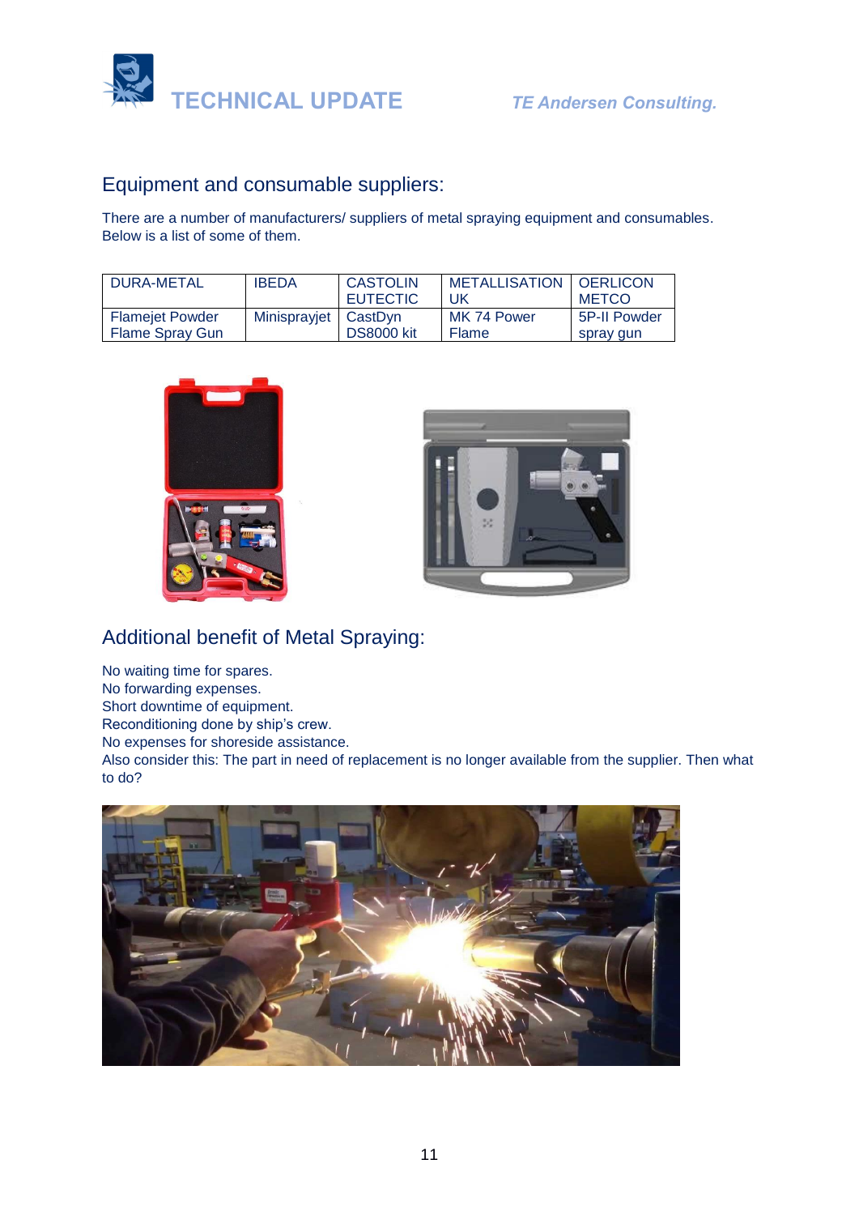## Equipment and consumable suppliers:

There are a number of manufacturers/ suppliers of metal spraying equipment and consumables. Below is a list of some of them.

| | | | | |
|---|---|---|---|---|
| DURA-METAL | IBEDA | CASTOLIN EUTECTIC | METALLISATION UK | OERLICON METCO |
| Flamejet Powder Flame Spray Gun | Minisprayjet | CastDyn DS8000 kit | MK 74 Power Flame | 5P-II Powder spray gun |

## Additional benefit of Metal Spraying:

No waiting time for spares.
No forwarding expenses.
Short downtime of equipment.
Reconditioning done by ship's crew.
No expenses for shoreside assistance.
Also consider this: The part in need of replacement is no longer available from the supplier. Then what to do?